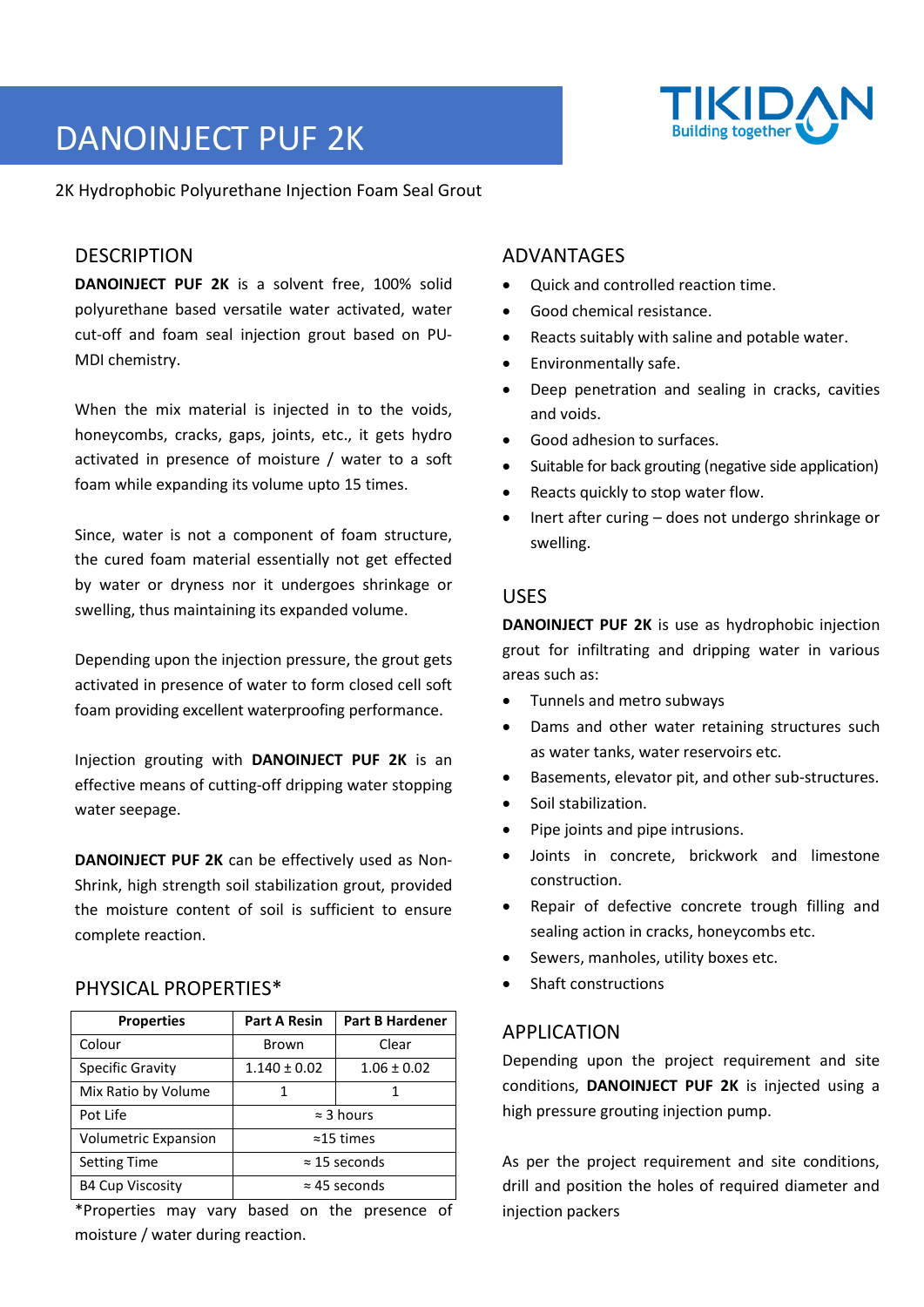# DANOINJECT PUF 2K

TIKIDAN
Building together

2K Hydrophobic Polyurethane Injection Foam Seal Grout

## DESCRIPTION

**DANOINJECT PUF 2K** is a solvent free, 100% solid polyurethane based versatile water activated, water cut-off and foam seal injection grout based on PU-MDI chemistry.

When the mix material is injected in to the voids, honeycombs, cracks, gaps, joints, etc., it gets hydro activated in presence of moisture / water to a soft foam while expanding its volume upto 15 times.

Since, water is not a component of foam structure, the cured foam material essentially not get effected by water or dryness nor it undergoes shrinkage or swelling, thus maintaining its expanded volume.

Depending upon the injection pressure, the grout gets activated in presence of water to form closed cell soft foam providing excellent waterproofing performance.

Injection grouting with **DANOINJECT PUF 2K** is an effective means of cutting-off dripping water stopping water seepage.

**DANOINJECT PUF 2K** can be effectively used as Non-Shrink, high strength soil stabilization grout, provided the moisture content of soil is sufficient to ensure complete reaction.

## PHYSICAL PROPERTIES*

| Properties | Part A Resin | Part B Hardener |
|---|---|---|
| Colour | Brown | Clear |
| Specific Gravity | 1.140 ± 0.02 | 1.06 ± 0.02 |
| Mix Ratio by Volume | 1 | 1 |
| Pot Life | ≈ 3 hours | |
| Volumetric Expansion | ≈15 times | |
| Setting Time | ≈ 15 seconds | |
| B4 Cup Viscosity | ≈ 45 seconds | |

*Properties may vary based on the presence of moisture / water during reaction.

## ADVANTAGES

- Quick and controlled reaction time.
- Good chemical resistance.
- Reacts suitably with saline and potable water.
- Environmentally safe.
- Deep penetration and sealing in cracks, cavities and voids.
- Good adhesion to surfaces.
- Suitable for back grouting (negative side application)
- Reacts quickly to stop water flow.
- Inert after curing – does not undergo shrinkage or swelling.

## USES

**DANOINJECT PUF 2K** is use as hydrophobic injection grout for infiltrating and dripping water in various areas such as:

- Tunnels and metro subways
- Dams and other water retaining structures such as water tanks, water reservoirs etc.
- Basements, elevator pit, and other sub-structures.
- Soil stabilization.
- Pipe joints and pipe intrusions.
- Joints in concrete, brickwork and limestone construction.
- Repair of defective concrete trough filling and sealing action in cracks, honeycombs etc.
- Sewers, manholes, utility boxes etc.
- Shaft constructions

## APPLICATION

Depending upon the project requirement and site conditions, **DANOINJECT PUF 2K** is injected using a high pressure grouting injection pump.

As per the project requirement and site conditions, drill and position the holes of required diameter and injection packers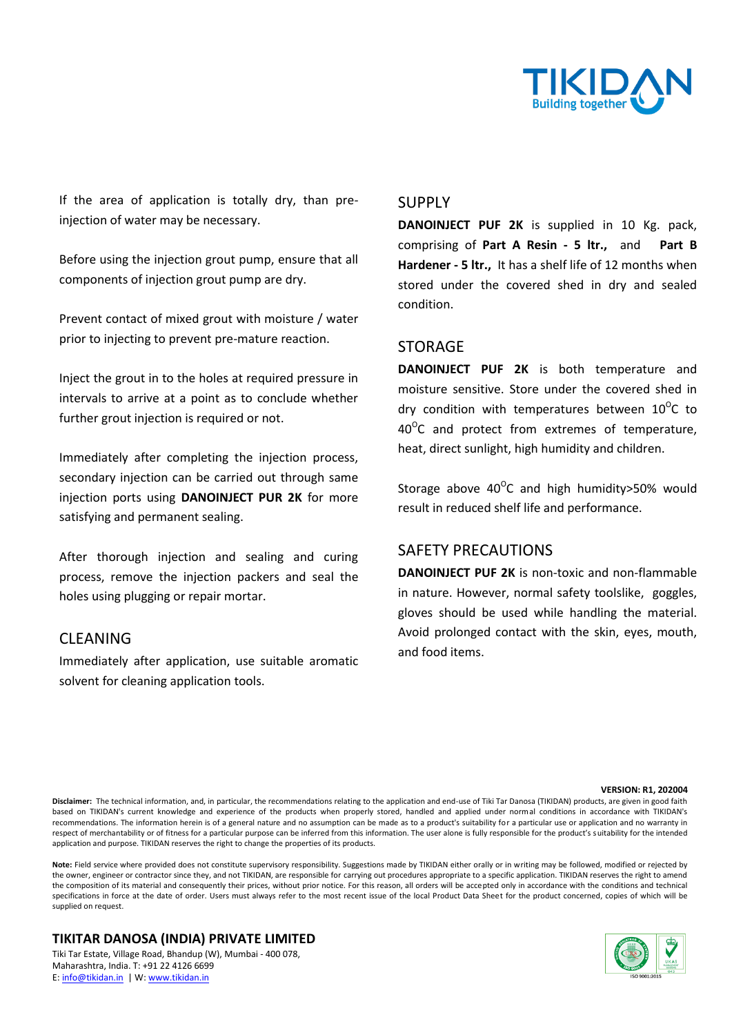If the area of application is totally dry, than pre-injection of water may be necessary.

Before using the injection grout pump, ensure that all components of injection grout pump are dry.

Prevent contact of mixed grout with moisture / water prior to injecting to prevent pre-mature reaction.

Inject the grout in to the holes at required pressure in intervals to arrive at a point as to conclude whether further grout injection is required or not.

Immediately after completing the injection process, secondary injection can be carried out through same injection ports using **DANOINJECT PUR 2K** for more satisfying and permanent sealing.

After thorough injection and sealing and curing process, remove the injection packers and seal the holes using plugging or repair mortar.

## CLEANING

Immediately after application, use suitable aromatic solvent for cleaning application tools.

## SUPPLY

**DANOINJECT PUF 2K** is supplied in 10 Kg. pack, comprising of **Part A Resin - 5 ltr.,** and **Part B Hardener - 5 ltr.,** It has a shelf life of 12 months when stored under the covered shed in dry and sealed condition.

## STORAGE

**DANOINJECT PUF 2K** is both temperature and moisture sensitive. Store under the covered shed in dry condition with temperatures between $10^{O}$C to $40^{O}$C and protect from extremes of temperature, heat, direct sunlight, high humidity and children.

Storage above $40^{O}$C and high humidity>50% would result in reduced shelf life and performance.

## SAFETY PRECAUTIONS

**DANOINJECT PUF 2K** is non-toxic and non-flammable in nature. However, normal safety toolslike, goggles, gloves should be used while handling the material. Avoid prolonged contact with the skin, eyes, mouth, and food items.

**VERSION: R1, 202004**

**Disclaimer:** The technical information, and, in particular, the recommendations relating to the application and end-use of Tiki Tar Danosa (TIKIDAN) products, are given in good faith based on TIKIDAN's current knowledge and experience of the products when properly stored, handled and applied under normal conditions in accordance with TIKIDAN's recommendations. The information herein is of a general nature and no assumption can be made as to a product's suitability for a particular use or application and no warranty in respect of merchantability or of fitness for a particular purpose can be inferred from this information. The user alone is fully responsible for the product's suitability for the intended application and purpose. TIKIDAN reserves the right to change the properties of its products.

**Note:** Field service where provided does not constitute supervisory responsibility. Suggestions made by TIKIDAN either orally or in writing may be followed, modified or rejected by the owner, engineer or contractor since they, and not TIKIDAN, are responsible for carrying out procedures appropriate to a specific application. TIKIDAN reserves the right to amend the composition of its material and consequently their prices, without prior notice. For this reason, all orders will be accepted only in accordance with the conditions and technical specifications in force at the date of order. Users must always refer to the most recent issue of the local Product Data Sheet for the product concerned, copies of which will be supplied on request.

**TIKITAR DANOSA (INDIA) PRIVATE LIMITED**
Tiki Tar Estate, Village Road, Bhandup (W), Mumbai - 400 078,
Maharashtra, India. T: +91 22 4126 6699
E: info@tikidan.in | W: www.tikidan.in